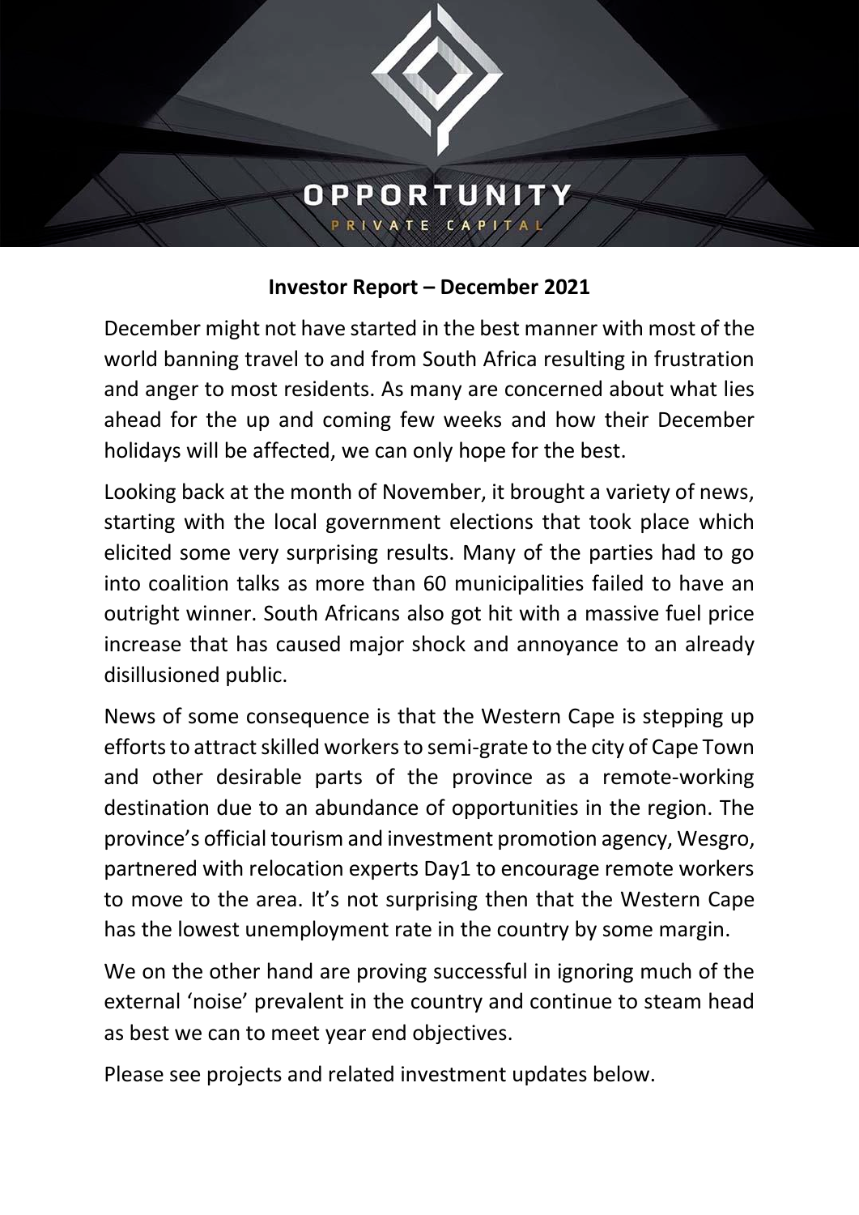OPPORTUNITY

PRIVATE CAPITAL

**Investor Report – December 2021**

December might not have started in the best manner with most of the world banning travel to and from South Africa resulting in frustration and anger to most residents. As many are concerned about what lies ahead for the up and coming few weeks and how their December holidays will be affected, we can only hope for the best.

Looking back at the month of November, it brought a variety of news, starting with the local government elections that took place which elicited some very surprising results. Many of the parties had to go into coalition talks as more than 60 municipalities failed to have an outright winner. South Africans also got hit with a massive fuel price increase that has caused major shock and annoyance to an already disillusioned public.

News of some consequence is that the Western Cape is stepping up efforts to attract skilled workers to semi-grate to the city of Cape Town and other desirable parts of the province as a remote-working destination due to an abundance of opportunities in the region. The province's official tourism and investment promotion agency, Wesgro, partnered with relocation experts Day1 to encourage remote workers to move to the area. It's not surprising then that the Western Cape has the lowest unemployment rate in the country by some margin.

We on the other hand are proving successful in ignoring much of the external 'noise' prevalent in the country and continue to steam head as best we can to meet year end objectives.

Please see projects and related investment updates below.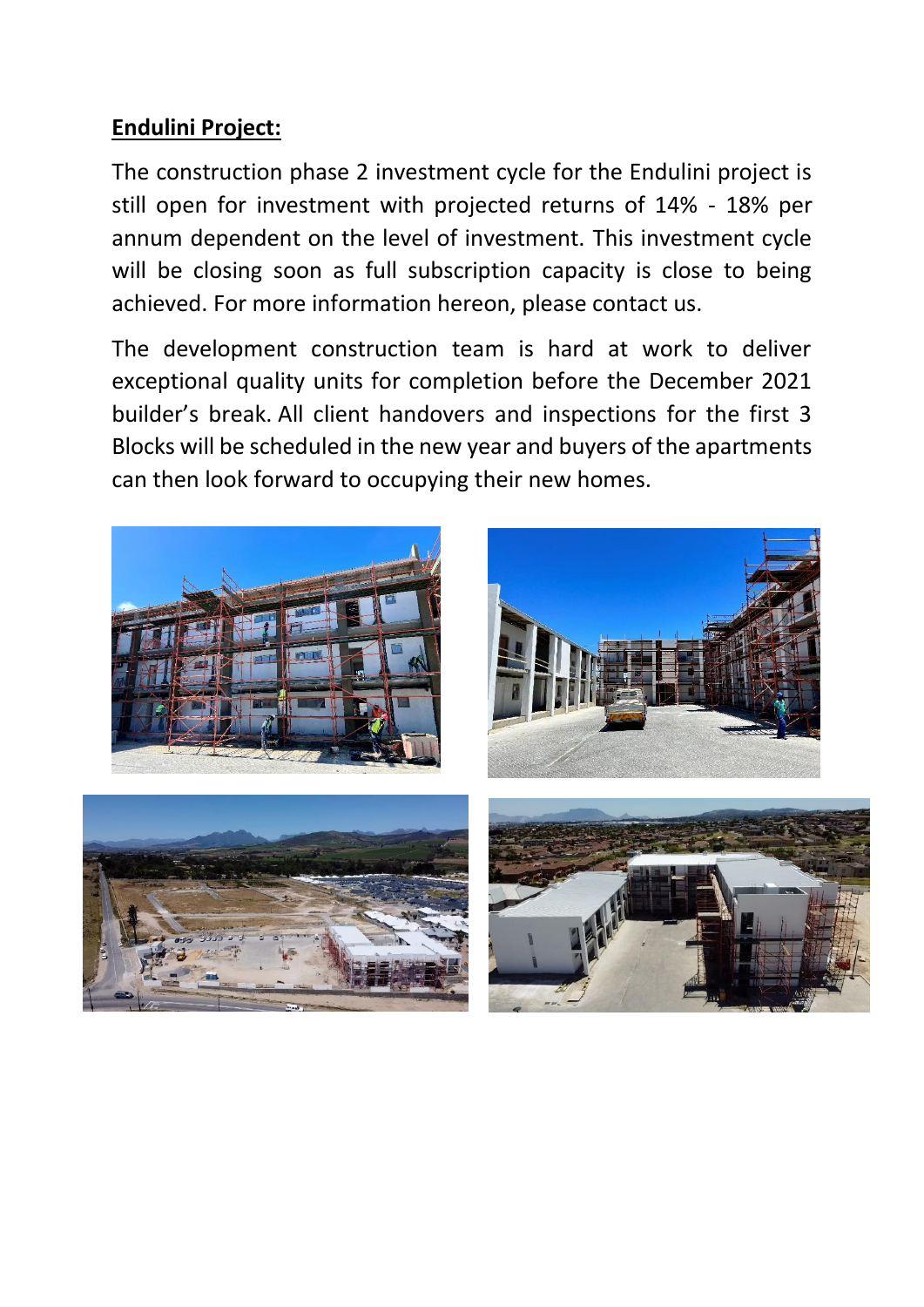**Endulini Project:**

The construction phase 2 investment cycle for the Endulini project is still open for investment with projected returns of 14% - 18% per annum dependent on the level of investment. This investment cycle will be closing soon as full subscription capacity is close to being achieved. For more information hereon, please contact us.

The development construction team is hard at work to deliver exceptional quality units for completion before the December 2021 builder's break. All client handovers and inspections for the first 3 Blocks will be scheduled in the new year and buyers of the apartments can then look forward to occupying their new homes.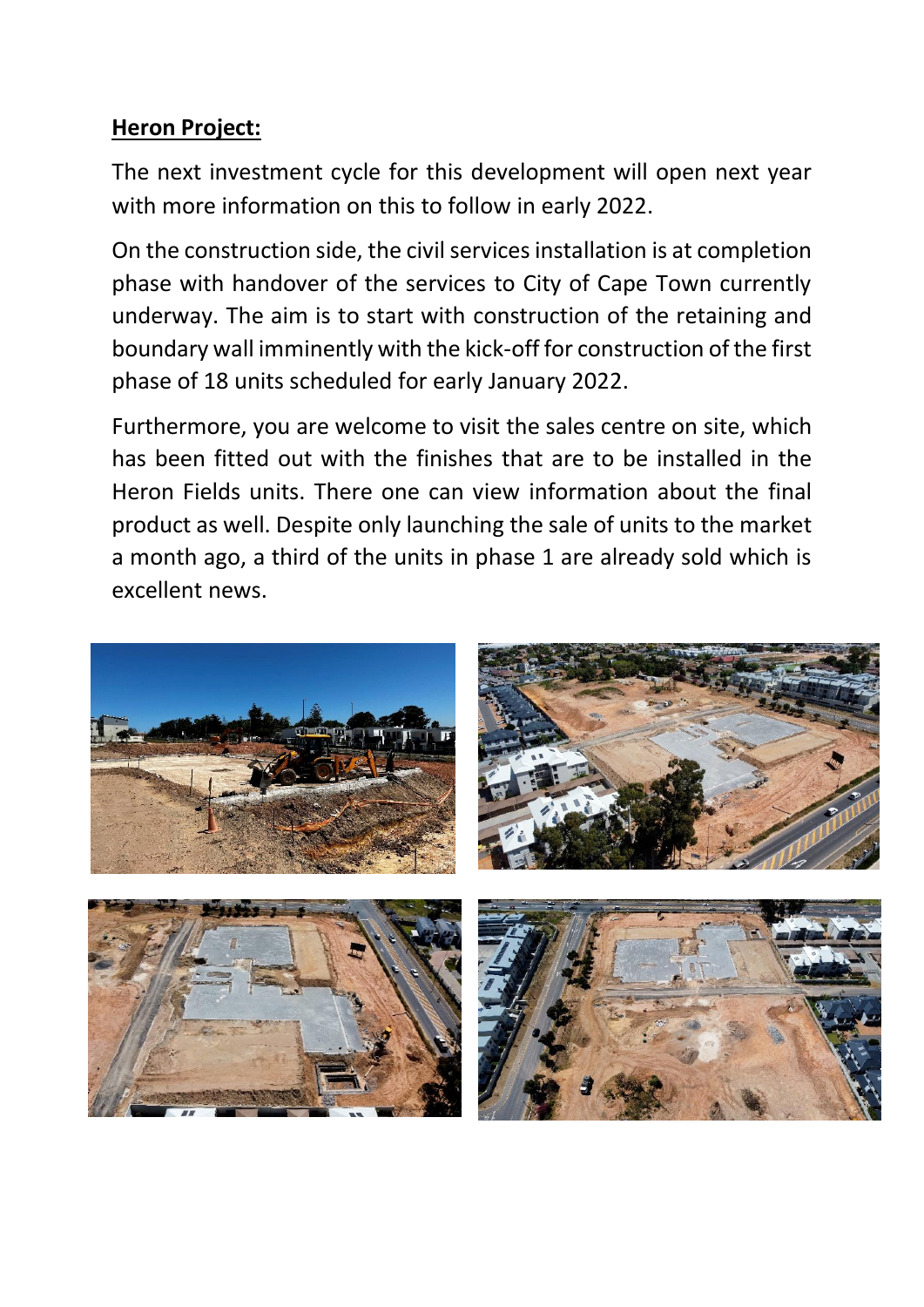**Heron Project:**

The next investment cycle for this development will open next year with more information on this to follow in early 2022.

On the construction side, the civil services installation is at completion phase with handover of the services to City of Cape Town currently underway. The aim is to start with construction of the retaining and boundary wall imminently with the kick-off for construction of the first phase of 18 units scheduled for early January 2022.

Furthermore, you are welcome to visit the sales centre on site, which has been fitted out with the finishes that are to be installed in the Heron Fields units. There one can view information about the final product as well. Despite only launching the sale of units to the market a month ago, a third of the units in phase 1 are already sold which is excellent news.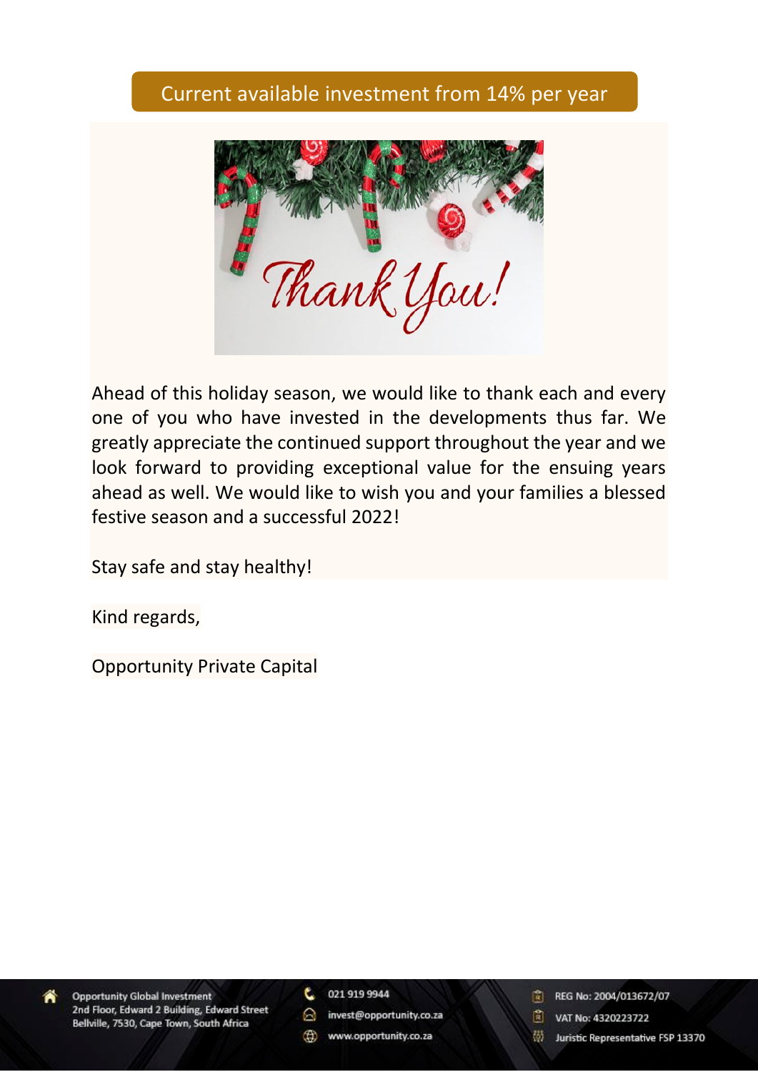Current available investment from 14% per year

Ahead of this holiday season, we would like to thank each and every one of you who have invested in the developments thus far. We greatly appreciate the continued support throughout the year and we look forward to providing exceptional value for the ensuing years ahead as well. We would like to wish you and your families a blessed festive season and a successful 2022!

Stay safe and stay healthy!

Kind regards,

Opportunity Private Capital

Opportunity Global Investment
2nd Floor, Edward 2 Building, Edward Street
Bellville, 7530, Cape Town, South Africa

021 919 9944
invest@opportunity.co.za
www.opportunity.co.za

REG No: 2004/013672/07
VAT No: 4320223722
Juristic Representative FSP 13370